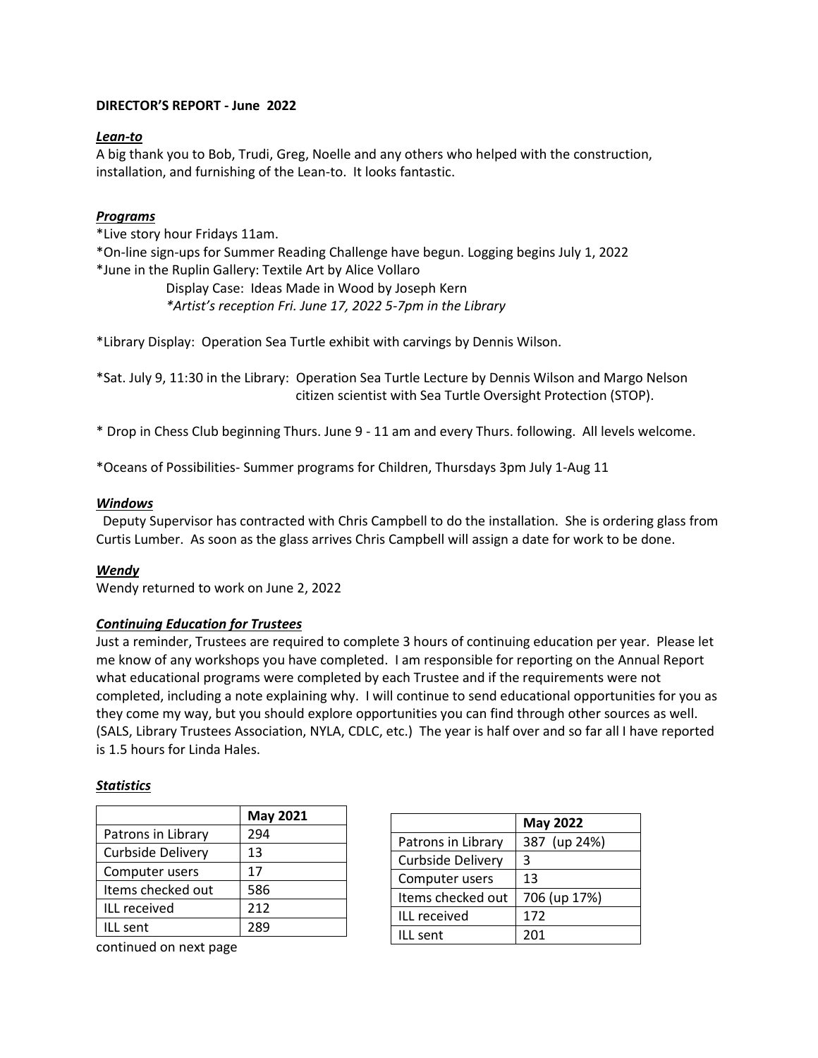**DIRECTOR'S REPORT - June 2022**

***Lean-to***

A big thank you to Bob, Trudi, Greg, Noelle and any others who helped with the construction, installation, and furnishing of the Lean-to. It looks fantastic.

***Programs***

*Live story hour Fridays 11am.

*On-line sign-ups for Summer Reading Challenge have begun. Logging begins July 1, 2022

*June in the Ruplin Gallery: Textile Art by Alice Vollaro

Display Case: Ideas Made in Wood by Joseph Kern

*\*Artist's reception Fri. June 17, 2022 5-7pm in the Library*

*Library Display: Operation Sea Turtle exhibit with carvings by Dennis Wilson.

*Sat. July 9, 11:30 in the Library: Operation Sea Turtle Lecture by Dennis Wilson and Margo Nelson citizen scientist with Sea Turtle Oversight Protection (STOP).

* Drop in Chess Club beginning Thurs. June 9 - 11 am and every Thurs. following. All levels welcome.

*Oceans of Possibilities- Summer programs for Children, Thursdays 3pm July 1-Aug 11

***Windows***

Deputy Supervisor has contracted with Chris Campbell to do the installation. She is ordering glass from Curtis Lumber. As soon as the glass arrives Chris Campbell will assign a date for work to be done.

***Wendy***

Wendy returned to work on June 2, 2022

***Continuing Education for Trustees***

Just a reminder, Trustees are required to complete 3 hours of continuing education per year. Please let me know of any workshops you have completed. I am responsible for reporting on the Annual Report what educational programs were completed by each Trustee and if the requirements were not completed, including a note explaining why. I will continue to send educational opportunities for you as they come my way, but you should explore opportunities you can find through other sources as well. (SALS, Library Trustees Association, NYLA, CDLC, etc.) The year is half over and so far all I have reported is 1.5 hours for Linda Hales.

***Statistics***

| | **May 2021** |
|---|---|
| Patrons in Library | 294 |
| Curbside Delivery | 13 |
| Computer users | 17 |
| Items checked out | 586 |
| ILL received | 212 |
| ILL sent | 289 |

| | **May 2022** |
|---|---|
| Patrons in Library | 387 (up 24%) |
| Curbside Delivery | 3 |
| Computer users | 13 |
| Items checked out | 706 (up 17%) |
| ILL received | 172 |
| ILL sent | 201 |

continued on next page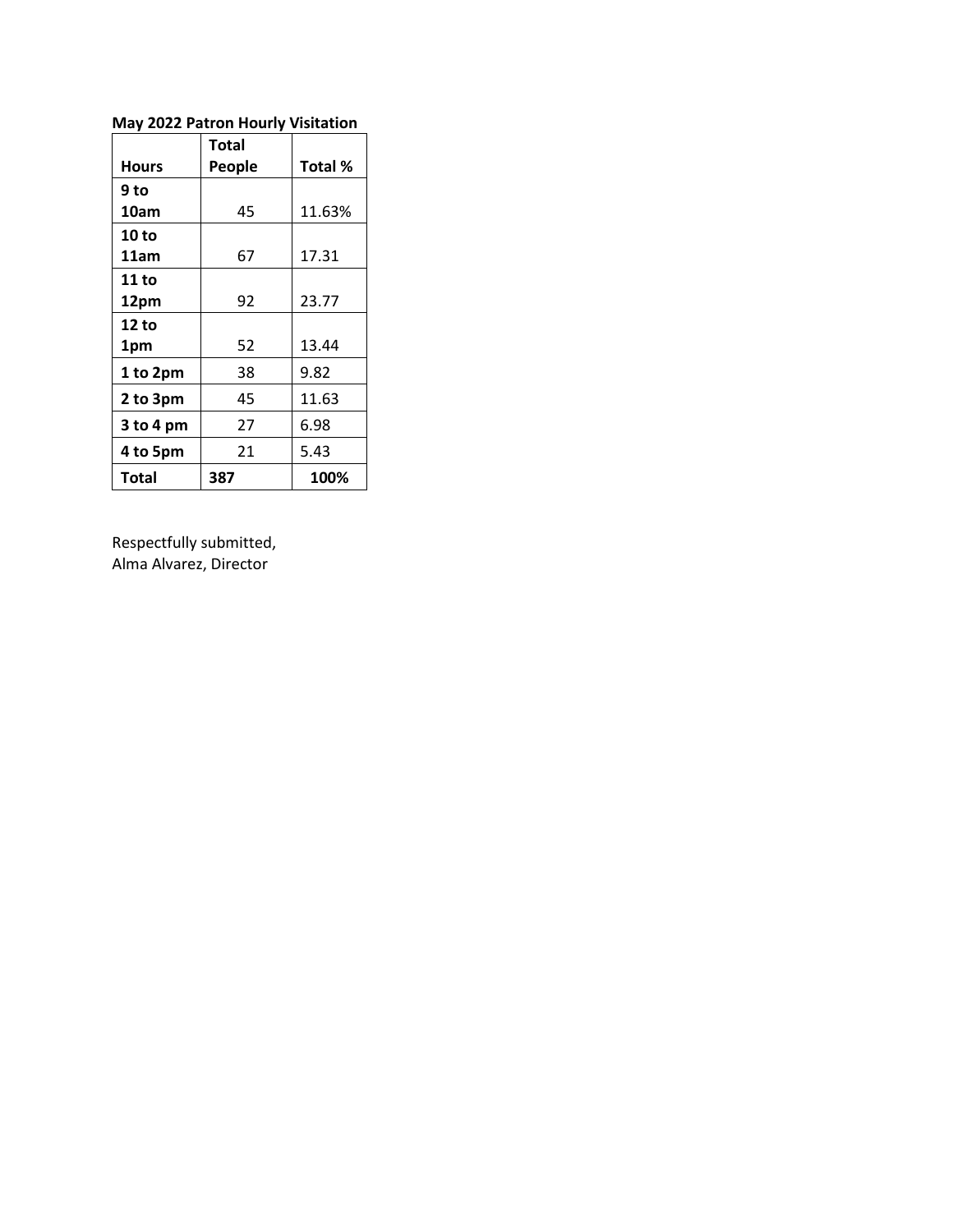**May 2022 Patron Hourly Visitation**

| Hours | Total People | Total % |
|---|---|---|
| **9 to 10am** | 45 | 11.63% |
| **10 to 11am** | 67 | 17.31 |
| **11 to 12pm** | 92 | 23.77 |
| **12 to 1pm** | 52 | 13.44 |
| **1 to 2pm** | 38 | 9.82 |
| **2 to 3pm** | 45 | 11.63 |
| **3 to 4 pm** | 27 | 6.98 |
| **4 to 5pm** | 21 | 5.43 |
| **Total** | **387** | **100%** |

Respectfully submitted,
Alma Alvarez, Director